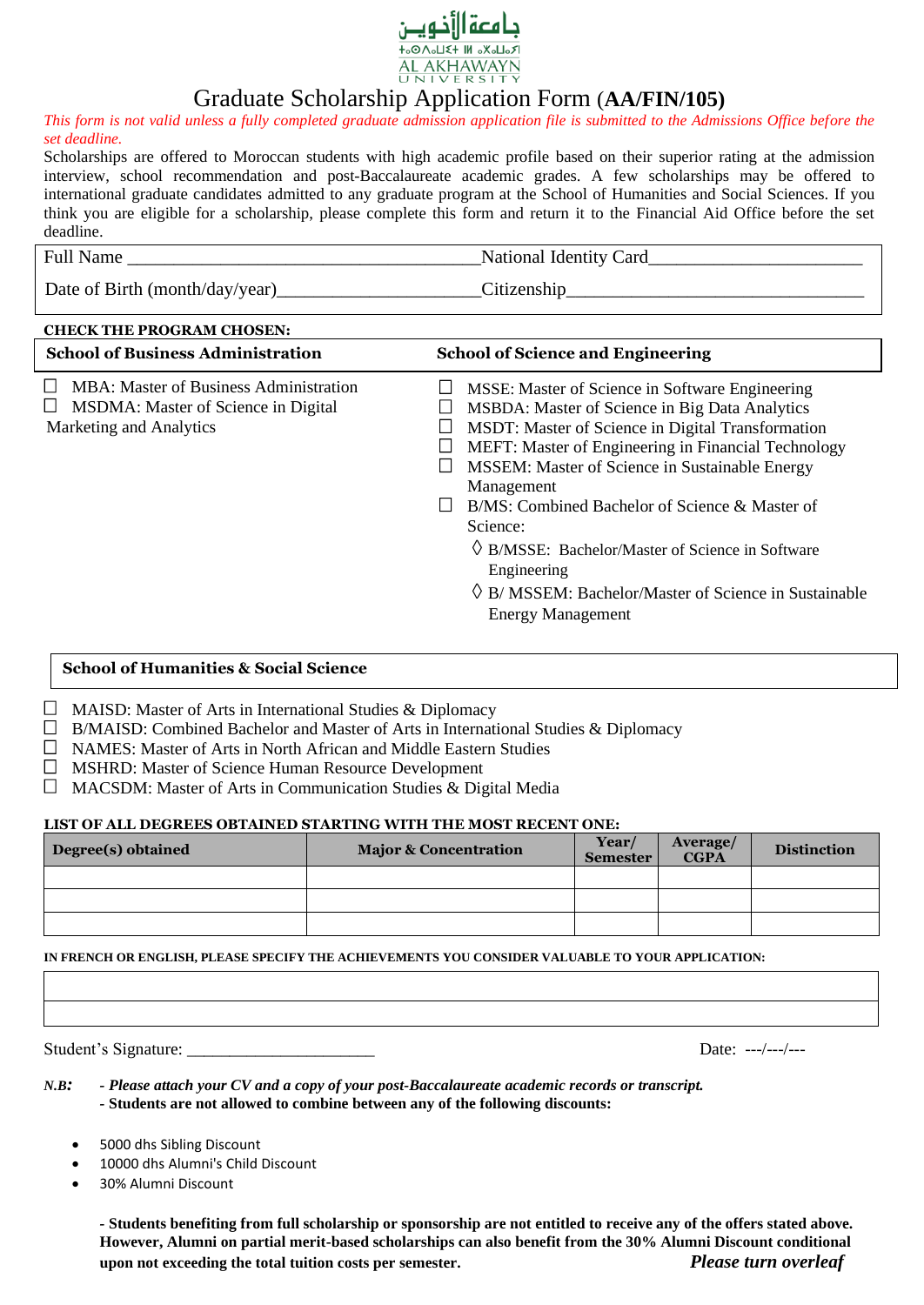# Graduate Scholarship Application Form (**AA/FIN/105**)

*This form is not valid unless a fully completed graduate admission application file is submitted to the Admissions Office before the set deadline.*

Scholarships are offered to Moroccan students with high academic profile based on their superior rating at the admission interview, school recommendation and post-Baccalaureate academic grades. A few scholarships may be offered to international graduate candidates admitted to any graduate program at the School of Humanities and Social Sciences. If you think you are eligible for a scholarship, please complete this form and return it to the Financial Aid Office before the set deadline.

Full Name ______________________________________ National Identity Card______________________

Date of Birth (month/day/year)_____________________ Citizenship_______________________________

**CHECK THE PROGRAM CHOSEN:**

**School of Business Administration**

- ☐ MBA: Master of Business Administration
- ☐ MSDMA: Master of Science in Digital Marketing and Analytics

**School of Science and Engineering**

- ☐ MSSE: Master of Science in Software Engineering
- ☐ MSBDA: Master of Science in Big Data Analytics
- ☐ MSDT: Master of Science in Digital Transformation
- ☐ MEFT: Master of Engineering in Financial Technology
- ☐ MSSEM: Master of Science in Sustainable Energy Management
- ☐ B/MS: Combined Bachelor of Science & Master of Science:
  - ◊ B/MSSE: Bachelor/Master of Science in Software Engineering
  - ◊ B/ MSSEM: Bachelor/Master of Science in Sustainable Energy Management

**School of Humanities & Social Science**

- ☐ MAISD: Master of Arts in International Studies & Diplomacy
- ☐ B/MAISD: Combined Bachelor and Master of Arts in International Studies & Diplomacy
- ☐ NAMES: Master of Arts in North African and Middle Eastern Studies
- ☐ MSHRD: Master of Science Human Resource Development
- ☐ MACSDM: Master of Arts in Communication Studies & Digital Media

**LIST OF ALL DEGREES OBTAINED STARTING WITH THE MOST RECENT ONE:**

| Degree(s) obtained | Major & Concentration | Year/ Semester | Average/ CGPA | Distinction |
|---|---|---|---|---|
| | | | | |
| | | | | |
| | | | | |

**IN FRENCH OR ENGLISH, PLEASE SPECIFY THE ACHIEVEMENTS YOU CONSIDER VALUABLE TO YOUR APPLICATION:**

| |
|---|
| |
| |

Student's Signature: _____________________ Date: ---/---/---

***N.B:*** *- Please attach your CV and a copy of your post-Baccalaureate academic records or transcript.*
**- Students are not allowed to combine between any of the following discounts:**

- 5000 dhs Sibling Discount
- 10000 dhs Alumni's Child Discount
- 30% Alumni Discount

**- Students benefiting from full scholarship or sponsorship are not entitled to receive any of the offers stated above. However, Alumni on partial merit-based scholarships can also benefit from the 30% Alumni Discount conditional upon not exceeding the total tuition costs per semester.**

***Please turn overleaf***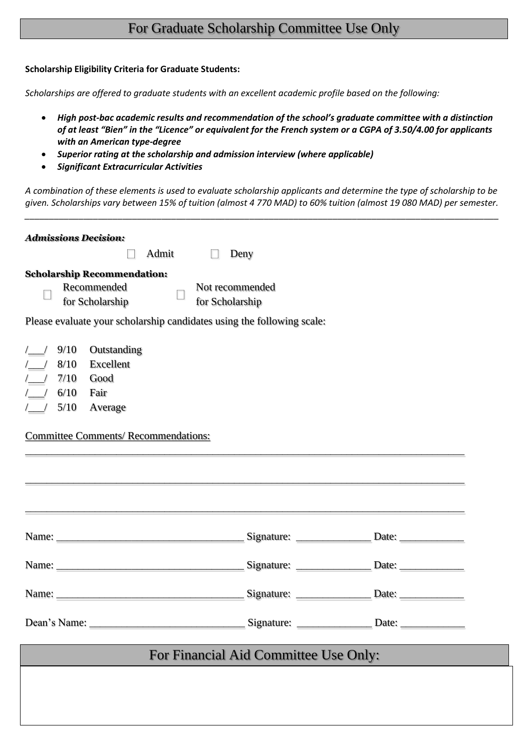## For Graduate Scholarship Committee Use Only

**Scholarship Eligibility Criteria for Graduate Students:**

*Scholarships are offered to graduate students with an excellent academic profile based on the following:*

- ***High post-bac academic results and recommendation of the school's graduate committee with a distinction of at least "Bien" in the "Licence" or equivalent for the French system or a CGPA of 3.50/4.00 for applicants with an American type-degree***
- ***Superior rating at the scholarship and admission interview (where applicable)***
- ***Significant Extracurricular Activities***

*A combination of these elements is used to evaluate scholarship applicants and determine the type of scholarship to be given. Scholarships vary between 15% of tuition (almost 4 770 MAD) to 60% tuition (almost 19 080 MAD) per semester.*

---

***Admissions Decision:***

☐ Admit ☐ Deny

**Scholarship Recommendation:**

☐ Recommended for Scholarship ☐ Not recommended for Scholarship

Please evaluate your scholarship candidates using the following scale:

/___/ 9/10 Outstanding
/___/ 8/10 Excellent
/___/ 7/10 Good
/___/ 6/10 Fair
/___/ 5/10 Average

Committee Comments/ Recommendations:

______________________________________________________________________________

______________________________________________________________________________

______________________________________________________________________________

Name: ________________________________ Signature: _____________ Date: ___________

Name: ________________________________ Signature: _____________ Date: ___________

Name: ________________________________ Signature: _____________ Date: ___________

Dean's Name: __________________________ Signature: _____________ Date: ___________

## For Financial Aid Committee Use Only: